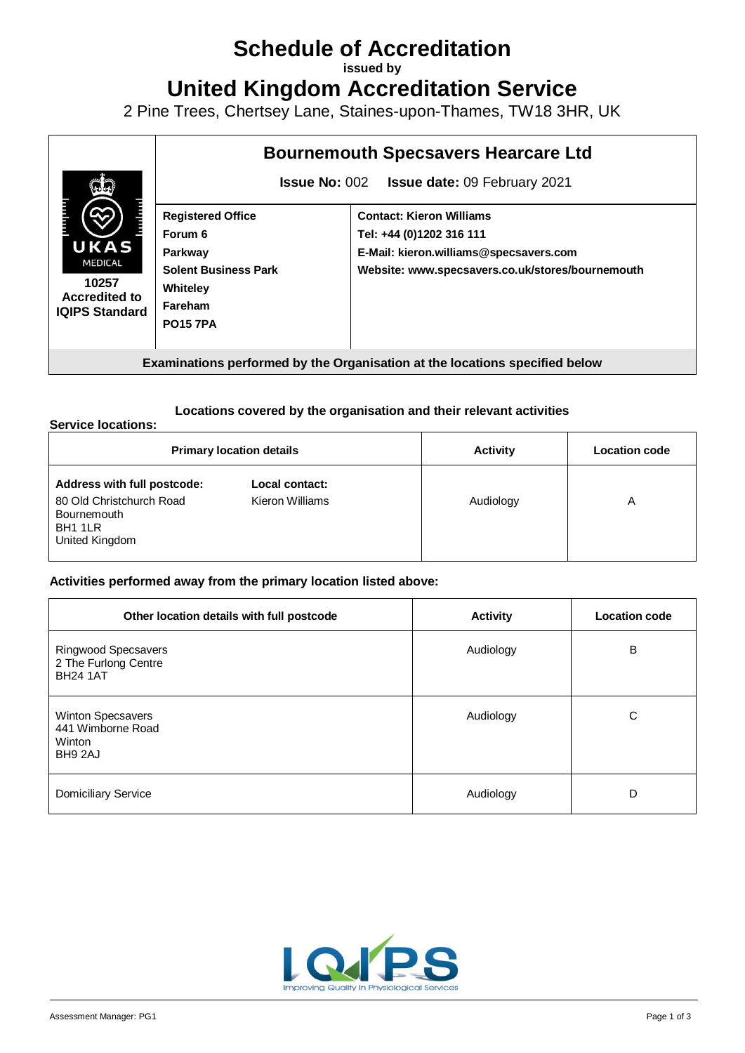# Schedule of Accreditation

issued by

# United Kingdom Accreditation Service

2 Pine Trees, Chertsey Lane, Staines-upon-Thames, TW18 3HR, UK

| UKAS MEDICAL 10257 Accredited to IQIPS Standard | **Bournemouth Specsavers Hearcare Ltd** | |
|---|---|---|
| | **Issue No:** 002 **Issue date:** 09 February 2021 | |
| | **Registered Office**<br>**Forum 6**<br>**Parkway**<br>**Solent Business Park**<br>**Whiteley**<br>**Fareham**<br>**PO15 7PA** | **Contact: Kieron Williams**<br>**Tel: +44 (0)1202 316 111**<br>**E-Mail: kieron.williams@specsavers.com**<br>**Website: www.specsavers.co.uk/stores/bournemouth** |

**Examinations performed by the Organisation at the locations specified below**

### Locations covered by the organisation and their relevant activities

**Service locations:**

| Primary location details | | Activity | Location code |
|---|---|---|---|
| **Address with full postcode:**<br>80 Old Christchurch Road<br>Bournemouth<br>BH1 1LR<br>United Kingdom | **Local contact:**<br>Kieron Williams | Audiology | A |

**Activities performed away from the primary location listed above:**

| Other location details with full postcode | Activity | Location code |
|---|---|---|
| Ringwood Specsavers<br>2 The Furlong Centre<br>BH24 1AT | Audiology | B |
| Winton Specsavers<br>441 Wimborne Road<br>Winton<br>BH9 2AJ | Audiology | C |
| Domiciliary Service | Audiology | D |

IQIPS Improving Quality In Physiological Services

Assessment Manager: PG1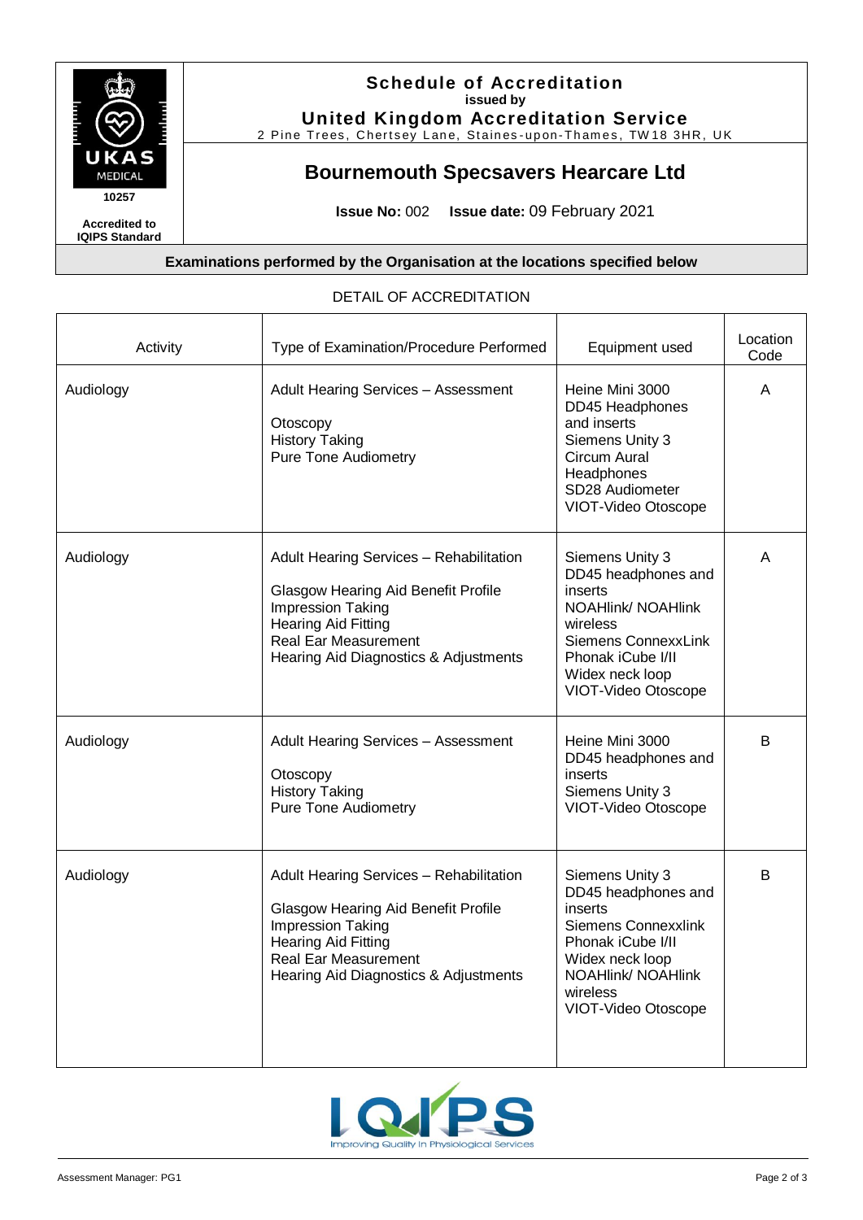**Schedule of Accreditation**
issued by
**United Kingdom Accreditation Service**
2 Pine Trees, Chertsey Lane, Staines-upon-Thames, TW18 3HR, UK

10257

**Accredited to IQIPS Standard**

## Bournemouth Specsavers Hearcare Ltd

**Issue No:** 002 **Issue date:** 09 February 2021

**Examinations performed by the Organisation at the locations specified below**

DETAIL OF ACCREDITATION

| Activity | Type of Examination/Procedure Performed | Equipment used | Location Code |
|---|---|---|---|
| Audiology | Adult Hearing Services – Assessment<br><br>Otoscopy<br>History Taking<br>Pure Tone Audiometry | Heine Mini 3000<br>DD45 Headphones and inserts<br>Siemens Unity 3<br>Circum Aural Headphones<br>SD28 Audiometer<br>VIOT-Video Otoscope | A |
| Audiology | Adult Hearing Services – Rehabilitation<br><br>Glasgow Hearing Aid Benefit Profile<br>Impression Taking<br>Hearing Aid Fitting<br>Real Ear Measurement<br>Hearing Aid Diagnostics & Adjustments | Siemens Unity 3<br>DD45 headphones and inserts<br>NOAHlink/ NOAHlink wireless<br>Siemens ConnexxLink<br>Phonak iCube I/II<br>Widex neck loop<br>VIOT-Video Otoscope | A |
| Audiology | Adult Hearing Services – Assessment<br><br>Otoscopy<br>History Taking<br>Pure Tone Audiometry | Heine Mini 3000<br>DD45 headphones and inserts<br>Siemens Unity 3<br>VIOT-Video Otoscope | B |
| Audiology | Adult Hearing Services – Rehabilitation<br><br>Glasgow Hearing Aid Benefit Profile<br>Impression Taking<br>Hearing Aid Fitting<br>Real Ear Measurement<br>Hearing Aid Diagnostics & Adjustments | Siemens Unity 3<br>DD45 headphones and inserts<br>Siemens Connexxlink<br>Phonak iCube I/II<br>Widex neck loop<br>NOAHlink/ NOAHlink wireless<br>VIOT-Video Otoscope | B |

Assessment Manager: PG1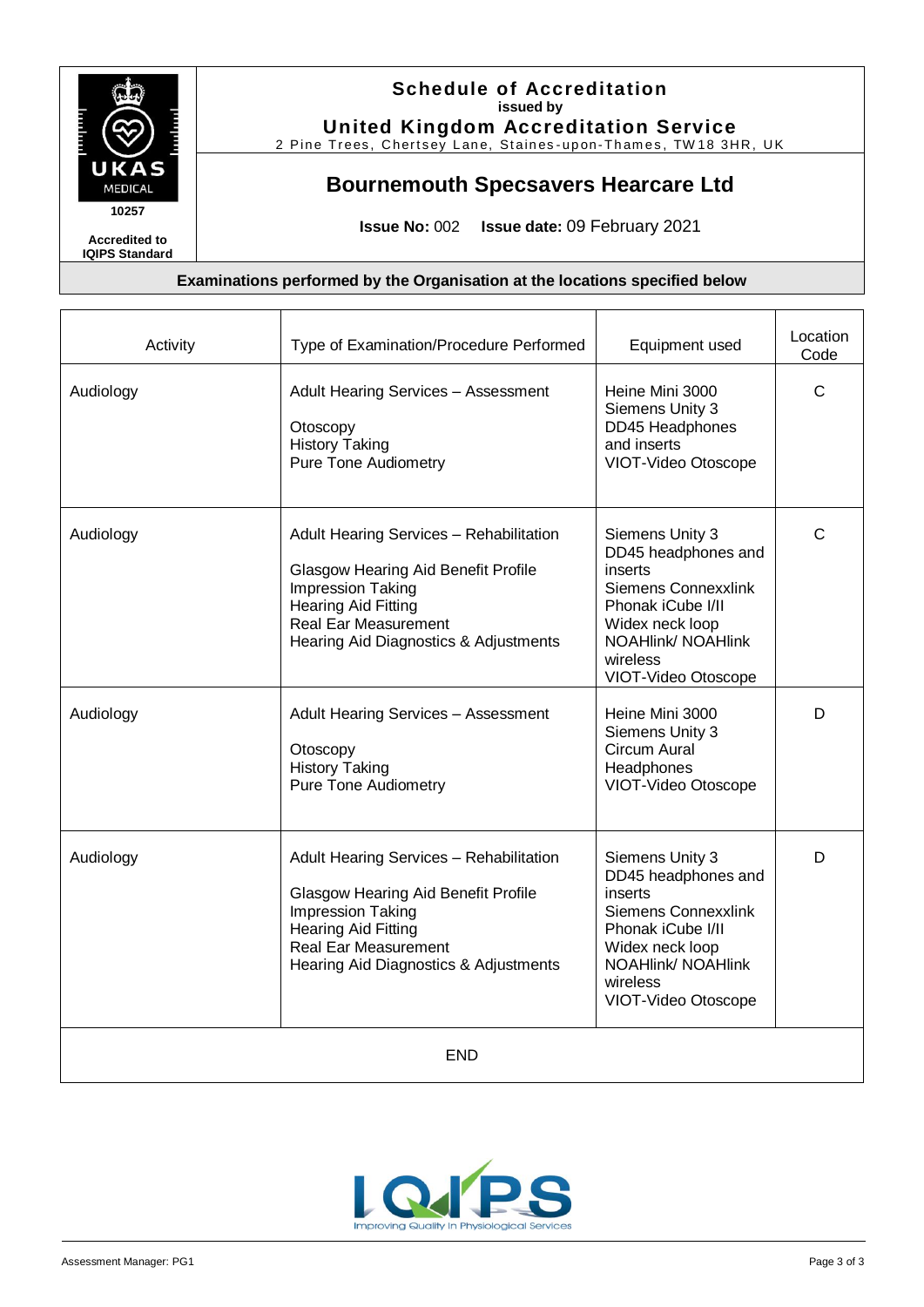**10257**

**Accredited to IQIPS Standard**

# Schedule of Accreditation

**issued by**

## United Kingdom Accreditation Service

2 Pine Trees, Chertsey Lane, Staines-upon-Thames, TW18 3HR, UK

## Bournemouth Specsavers Hearcare Ltd

**Issue No:** 002 **Issue date:** 09 February 2021

**Examinations performed by the Organisation at the locations specified below**

| Activity | Type of Examination/Procedure Performed | Equipment used | Location Code |
|---|---|---|---|
| Audiology | Adult Hearing Services – Assessment<br><br>Otoscopy<br>History Taking<br>Pure Tone Audiometry | Heine Mini 3000<br>Siemens Unity 3<br>DD45 Headphones and inserts<br>VIOT-Video Otoscope | C |
| Audiology | Adult Hearing Services – Rehabilitation<br><br>Glasgow Hearing Aid Benefit Profile<br>Impression Taking<br>Hearing Aid Fitting<br>Real Ear Measurement<br>Hearing Aid Diagnostics & Adjustments | Siemens Unity 3<br>DD45 headphones and inserts<br>Siemens Connexxlink<br>Phonak iCube I/II<br>Widex neck loop<br>NOAHlink/ NOAHlink wireless<br>VIOT-Video Otoscope | C |
| Audiology | Adult Hearing Services – Assessment<br><br>Otoscopy<br>History Taking<br>Pure Tone Audiometry | Heine Mini 3000<br>Siemens Unity 3<br>Circum Aural Headphones<br>VIOT-Video Otoscope | D |
| Audiology | Adult Hearing Services – Rehabilitation<br><br>Glasgow Hearing Aid Benefit Profile<br>Impression Taking<br>Hearing Aid Fitting<br>Real Ear Measurement<br>Hearing Aid Diagnostics & Adjustments | Siemens Unity 3<br>DD45 headphones and inserts<br>Siemens Connexxlink<br>Phonak iCube I/II<br>Widex neck loop<br>NOAHlink/ NOAHlink wireless<br>VIOT-Video Otoscope | D |

END

Assessment Manager: PG1